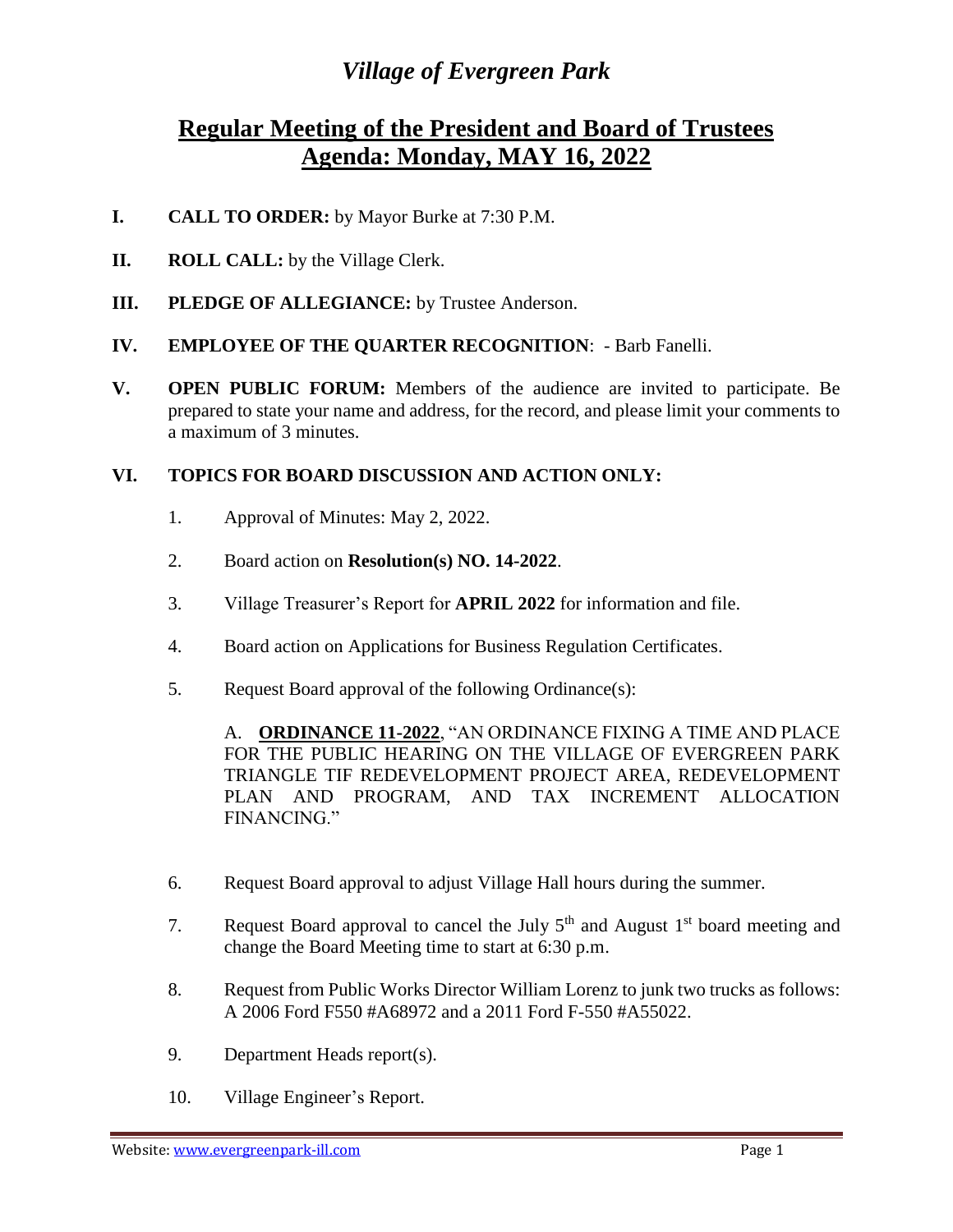# *Village of Evergreen Park*

## Regular Meeting of the President and Board of Trustees
## Agenda: Monday, MAY 16, 2022

**I. CALL TO ORDER:** by Mayor Burke at 7:30 P.M.

**II. ROLL CALL:** by the Village Clerk.

**III. PLEDGE OF ALLEGIANCE:** by Trustee Anderson.

**IV. EMPLOYEE OF THE QUARTER RECOGNITION**: - Barb Fanelli.

**V. OPEN PUBLIC FORUM:** Members of the audience are invited to participate. Be prepared to state your name and address, for the record, and please limit your comments to a maximum of 3 minutes.

**VI. TOPICS FOR BOARD DISCUSSION AND ACTION ONLY:**

1. Approval of Minutes: May 2, 2022.

2. Board action on **Resolution(s) NO. 14-2022**.

3. Village Treasurer's Report for **APRIL 2022** for information and file.

4. Board action on Applications for Business Regulation Certificates.

5. Request Board approval of the following Ordinance(s):

   A. **ORDINANCE 11-2022**, "AN ORDINANCE FIXING A TIME AND PLACE FOR THE PUBLIC HEARING ON THE VILLAGE OF EVERGREEN PARK TRIANGLE TIF REDEVELOPMENT PROJECT AREA, REDEVELOPMENT PLAN AND PROGRAM, AND TAX INCREMENT ALLOCATION FINANCING."

6. Request Board approval to adjust Village Hall hours during the summer.

7. Request Board approval to cancel the July 5th and August 1st board meeting and change the Board Meeting time to start at 6:30 p.m.

8. Request from Public Works Director William Lorenz to junk two trucks as follows: A 2006 Ford F550 #A68972 and a 2011 Ford F-550 #A55022.

9. Department Heads report(s).

10. Village Engineer's Report.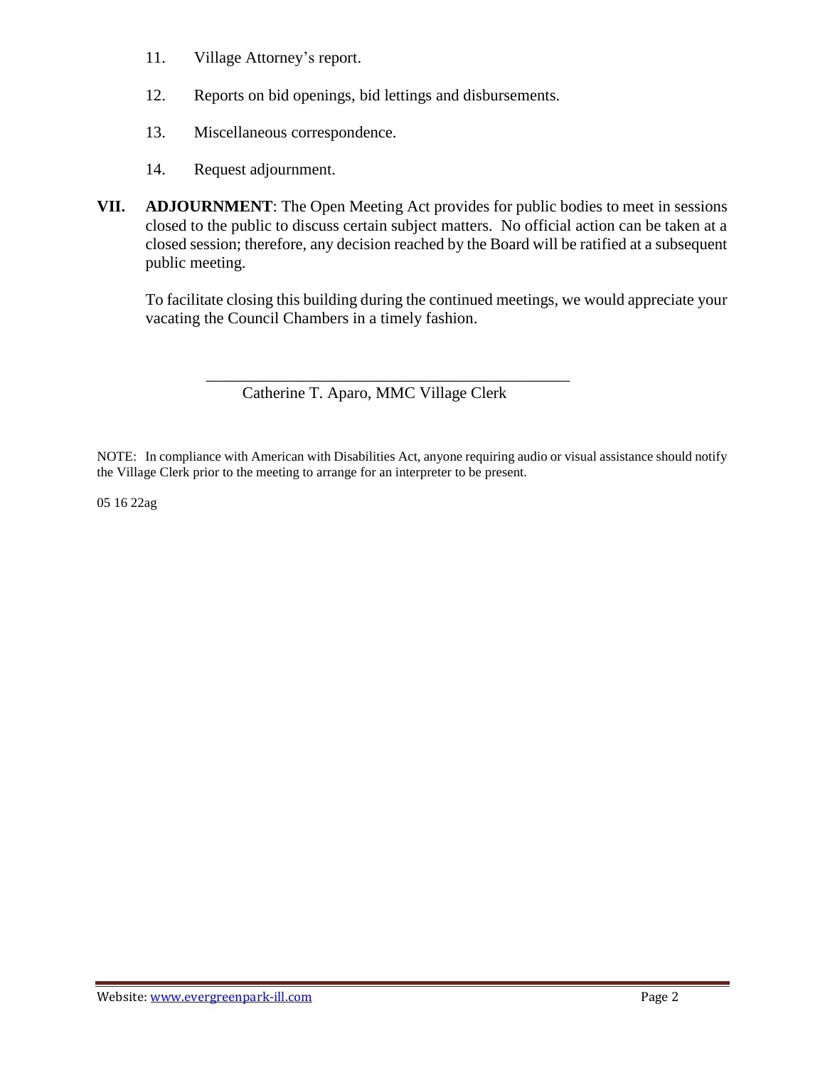11. Village Attorney's report.

12. Reports on bid openings, bid lettings and disbursements.

13. Miscellaneous correspondence.

14. Request adjournment.

**VII. ADJOURNMENT**: The Open Meeting Act provides for public bodies to meet in sessions closed to the public to discuss certain subject matters. No official action can be taken at a closed session; therefore, any decision reached by the Board will be ratified at a subsequent public meeting.

To facilitate closing this building during the continued meetings, we would appreciate your vacating the Council Chambers in a timely fashion.

\_\_\_\_\_\_\_\_\_\_\_\_\_\_\_\_\_\_\_\_\_\_\_\_\_\_\_\_\_\_\_\_\_\_\_\_\_\_\_\_\_\_\_\_\_

Catherine T. Aparo, MMC Village Clerk

NOTE: In compliance with American with Disabilities Act, anyone requiring audio or visual assistance should notify the Village Clerk prior to the meeting to arrange for an interpreter to be present.

05 16 22ag

Website: www.evergreenpark-ill.com